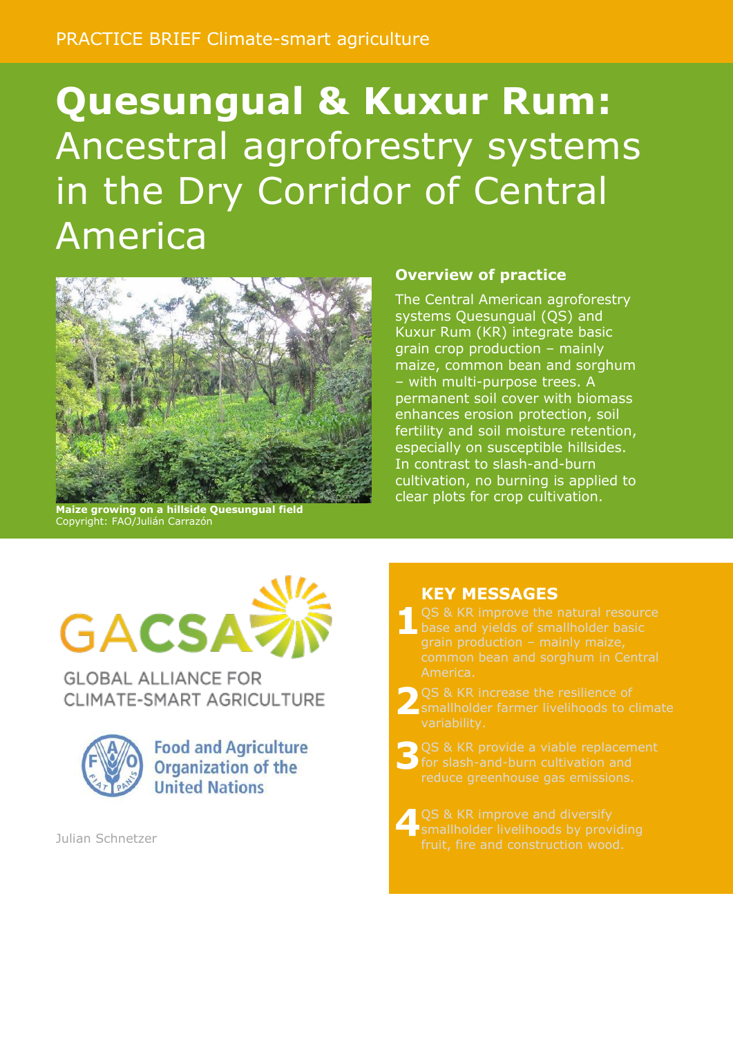PRACTICE BRIEF Climate-smart agriculture

# **Quesungual & Kuxur Rum:** Ancestral agroforestry systems in the Dry Corridor of Central America

**Maize growing on a hillside Quesungual field**
Copyright: FAO/Julián Carrazón

## Overview of practice

The Central American agroforestry systems Quesungual (QS) and Kuxur Rum (KR) integrate basic grain crop production – mainly maize, common bean and sorghum – with multi-purpose trees. A permanent soil cover with biomass enhances erosion protection, soil fertility and soil moisture retention, especially on susceptible hillsides. In contrast to slash-and-burn cultivation, no burning is applied to clear plots for crop cultivation.

GACSA
GLOBAL ALLIANCE FOR CLIMATE-SMART AGRICULTURE

Food and Agriculture Organization of the United Nations

Julian Schnetzer

## KEY MESSAGES

1. QS & KR improve the natural resource base and yields of smallholder basic grain production – mainly maize, common bean and sorghum in Central America.
2. QS & KR increase the resilience of smallholder farmer livelihoods to climate variability.
3. QS & KR provide a viable replacement for slash-and-burn cultivation and reduce greenhouse gas emissions.
4. QS & KR improve and diversify smallholder livelihoods by providing fruit, fire and construction wood.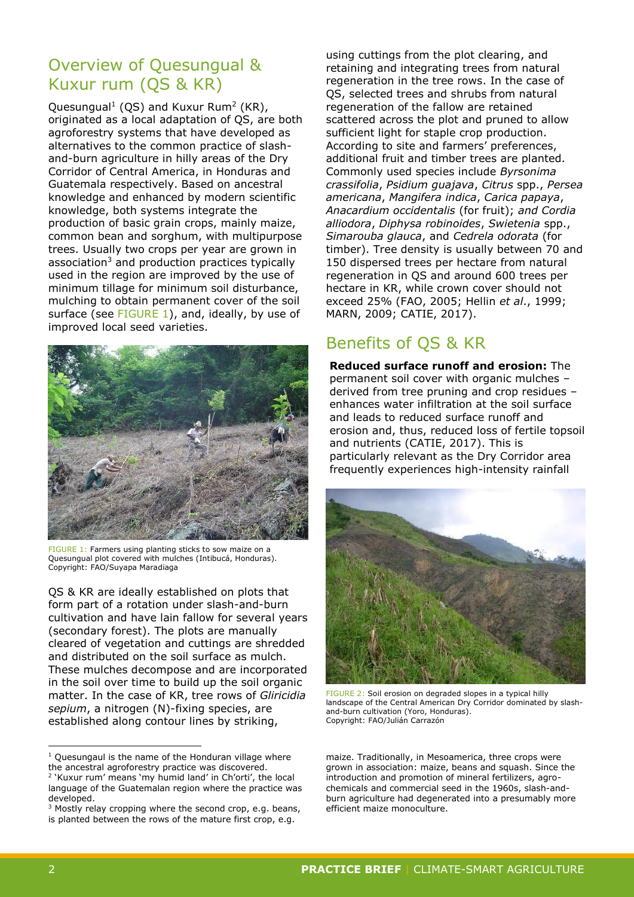## Overview of Quesungual & Kuxur rum (QS & KR)

Quesungual[1] (QS) and Kuxur Rum[2] (KR), originated as a local adaptation of QS, are both agroforestry systems that have developed as alternatives to the common practice of slash-and-burn agriculture in hilly areas of the Dry Corridor of Central America, in Honduras and Guatemala respectively. Based on ancestral knowledge and enhanced by modern scientific knowledge, both systems integrate the production of basic grain crops, mainly maize, common bean and sorghum, with multipurpose trees. Usually two crops per year are grown in association[3] and production practices typically used in the region are improved by the use of minimum tillage for minimum soil disturbance, mulching to obtain permanent cover of the soil surface (see FIGURE 1), and, ideally, by use of improved local seed varieties.

FIGURE 1: Farmers using planting sticks to sow maize on a Quesungual plot covered with mulches (Intibucá, Honduras). Copyright: FAO/Suyapa Maradiaga

QS & KR are ideally established on plots that form part of a rotation under slash-and-burn cultivation and have lain fallow for several years (secondary forest). The plots are manually cleared of vegetation and cuttings are shredded and distributed on the soil surface as mulch. These mulches decompose and are incorporated in the soil over time to build up the soil organic matter. In the case of KR, tree rows of *Gliricidia sepium*, a nitrogen (N)-fixing species, are established along contour lines by striking, using cuttings from the plot clearing, and retaining and integrating trees from natural regeneration in the tree rows. In the case of QS, selected trees and shrubs from natural regeneration of the fallow are retained scattered across the plot and pruned to allow sufficient light for staple crop production. According to site and farmers' preferences, additional fruit and timber trees are planted. Commonly used species include *Byrsonima crassifolia*, *Psidium guajava*, *Citrus* spp., *Persea americana*, *Mangifera indica*, *Carica papaya*, *Anacardium occidentalis* (for fruit); *and Cordia alliodora*, *Diphysa robinoides*, *Swietenia* spp., *Simarouba glauca*, and *Cedrela odorata* (for timber). Tree density is usually between 70 and 150 dispersed trees per hectare from natural regeneration in QS and around 600 trees per hectare in KR, while crown cover should not exceed 25% (FAO, 2005; Hellin *et al*., 1999; MARN, 2009; CATIE, 2017).

## Benefits of QS & KR

**Reduced surface runoff and erosion:** The permanent soil cover with organic mulches – derived from tree pruning and crop residues – enhances water infiltration at the soil surface and leads to reduced surface runoff and erosion and, thus, reduced loss of fertile topsoil and nutrients (CATIE, 2017). This is particularly relevant as the Dry Corridor area frequently experiences high-intensity rainfall

FIGURE 2: Soil erosion on degraded slopes in a typical hilly landscape of the Central American Dry Corridor dominated by slash-and-burn cultivation (Yoro, Honduras). Copyright: FAO/Julián Carrazón

[1] Quesungaul is the name of the Honduran village where the ancestral agroforestry practice was discovered.

[2] 'Kuxur rum' means 'my humid land' in Ch'orti', the local language of the Guatemalan region where the practice was developed.

[3] Mostly relay cropping where the second crop, e.g. beans, is planted between the rows of the mature first crop, e.g. maize. Traditionally, in Mesoamerica, three crops were grown in association: maize, beans and squash. Since the introduction and promotion of mineral fertilizers, agro-chemicals and commercial seed in the 1960s, slash-and-burn agriculture had degenerated into a presumably more efficient maize monoculture.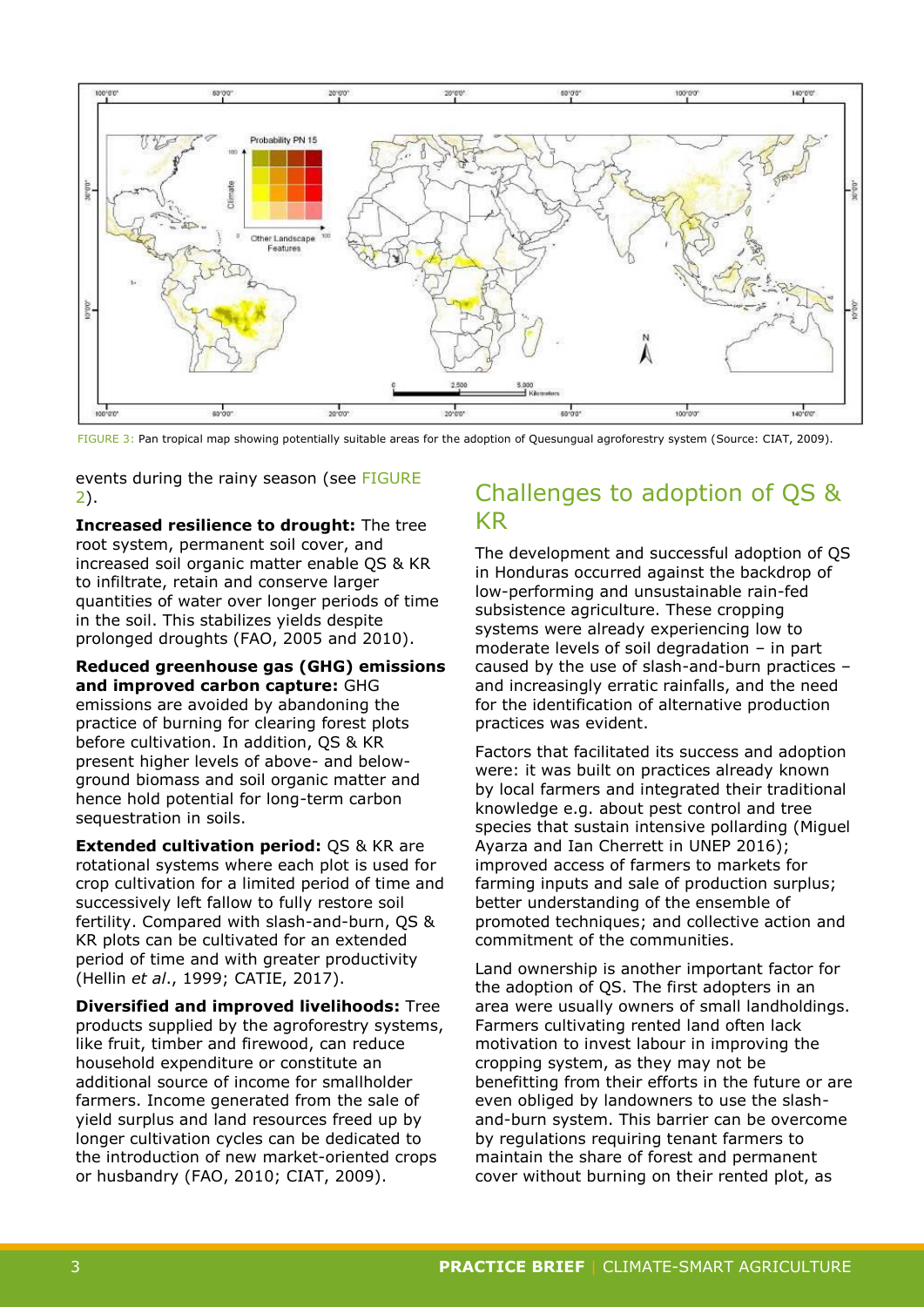FIGURE 3: Pan tropical map showing potentially suitable areas for the adoption of Quesungual agroforestry system (Source: CIAT, 2009).

events during the rainy season (see FIGURE 2).

**Increased resilience to drought:** The tree root system, permanent soil cover, and increased soil organic matter enable QS & KR to infiltrate, retain and conserve larger quantities of water over longer periods of time in the soil. This stabilizes yields despite prolonged droughts (FAO, 2005 and 2010).

**Reduced greenhouse gas (GHG) emissions and improved carbon capture:** GHG emissions are avoided by abandoning the practice of burning for clearing forest plots before cultivation. In addition, QS & KR present higher levels of above- and below-ground biomass and soil organic matter and hence hold potential for long-term carbon sequestration in soils.

**Extended cultivation period:** QS & KR are rotational systems where each plot is used for crop cultivation for a limited period of time and successively left fallow to fully restore soil fertility. Compared with slash-and-burn, QS & KR plots can be cultivated for an extended period of time and with greater productivity (Hellin *et al*., 1999; CATIE, 2017).

**Diversified and improved livelihoods:** Tree products supplied by the agroforestry systems, like fruit, timber and firewood, can reduce household expenditure or constitute an additional source of income for smallholder farmers. Income generated from the sale of yield surplus and land resources freed up by longer cultivation cycles can be dedicated to the introduction of new market-oriented crops or husbandry (FAO, 2010; CIAT, 2009).

## Challenges to adoption of QS & KR

The development and successful adoption of QS in Honduras occurred against the backdrop of low-performing and unsustainable rain-fed subsistence agriculture. These cropping systems were already experiencing low to moderate levels of soil degradation – in part caused by the use of slash-and-burn practices – and increasingly erratic rainfalls, and the need for the identification of alternative production practices was evident.

Factors that facilitated its success and adoption were: it was built on practices already known by local farmers and integrated their traditional knowledge e.g. about pest control and tree species that sustain intensive pollarding (Miguel Ayarza and Ian Cherrett in UNEP 2016); improved access of farmers to markets for farming inputs and sale of production surplus; better understanding of the ensemble of promoted techniques; and collective action and commitment of the communities.

Land ownership is another important factor for the adoption of QS. The first adopters in an area were usually owners of small landholdings. Farmers cultivating rented land often lack motivation to invest labour in improving the cropping system, as they may not be benefitting from their efforts in the future or are even obliged by landowners to use the slash-and-burn system. This barrier can be overcome by regulations requiring tenant farmers to maintain the share of forest and permanent cover without burning on their rented plot, as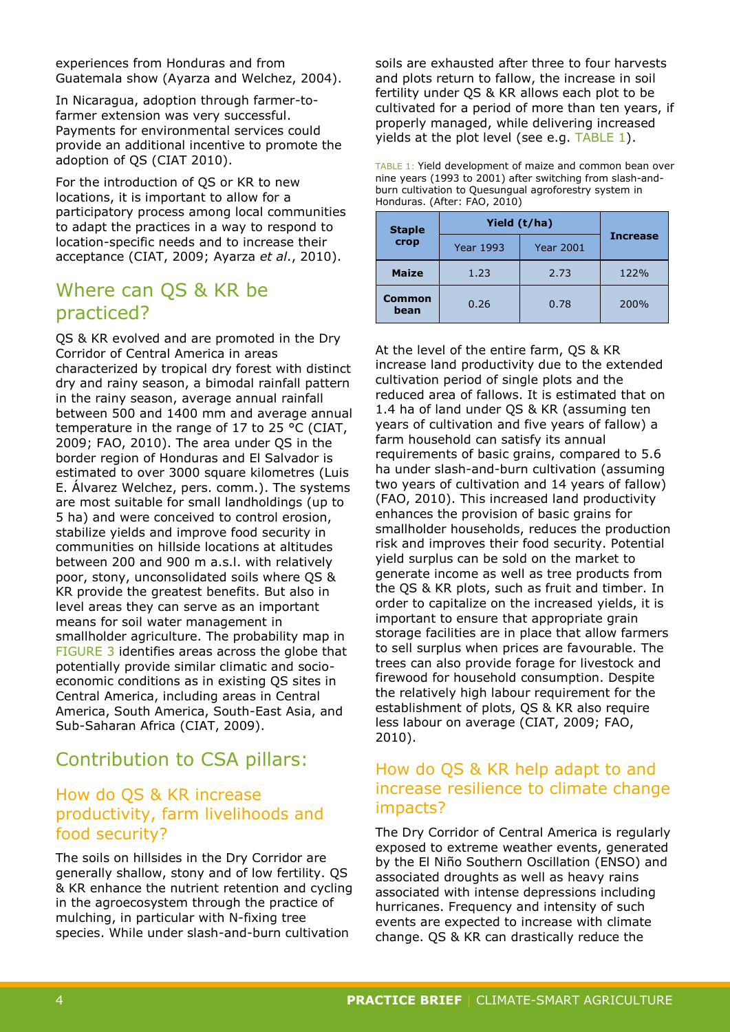experiences from Honduras and from Guatemala show (Ayarza and Welchez, 2004).

In Nicaragua, adoption through farmer-to-farmer extension was very successful. Payments for environmental services could provide an additional incentive to promote the adoption of QS (CIAT 2010).

For the introduction of QS or KR to new locations, it is important to allow for a participatory process among local communities to adapt the practices in a way to respond to location-specific needs and to increase their acceptance (CIAT, 2009; Ayarza *et al.*, 2010).

## Where can QS & KR be practiced?

QS & KR evolved and are promoted in the Dry Corridor of Central America in areas characterized by tropical dry forest with distinct dry and rainy season, a bimodal rainfall pattern in the rainy season, average annual rainfall between 500 and 1400 mm and average annual temperature in the range of 17 to 25 °C (CIAT, 2009; FAO, 2010). The area under QS in the border region of Honduras and El Salvador is estimated to over 3000 square kilometres (Luis E. Álvarez Welchez, pers. comm.). The systems are most suitable for small landholdings (up to 5 ha) and were conceived to control erosion, stabilize yields and improve food security in communities on hillside locations at altitudes between 200 and 900 m a.s.l. with relatively poor, stony, unconsolidated soils where QS & KR provide the greatest benefits. But also in level areas they can serve as an important means for soil water management in smallholder agriculture. The probability map in FIGURE 3 identifies areas across the globe that potentially provide similar climatic and socio-economic conditions as in existing QS sites in Central America, including areas in Central America, South America, South-East Asia, and Sub-Saharan Africa (CIAT, 2009).

## Contribution to CSA pillars:

### How do QS & KR increase productivity, farm livelihoods and food security?

The soils on hillsides in the Dry Corridor are generally shallow, stony and of low fertility. QS & KR enhance the nutrient retention and cycling in the agroecosystem through the practice of mulching, in particular with N-fixing tree species. While under slash-and-burn cultivation soils are exhausted after three to four harvests and plots return to fallow, the increase in soil fertility under QS & KR allows each plot to be cultivated for a period of more than ten years, if properly managed, while delivering increased yields at the plot level (see e.g. TABLE 1).

TABLE 1: Yield development of maize and common bean over nine years (1993 to 2001) after switching from slash-and-burn cultivation to Quesungual agroforestry system in Honduras. (After: FAO, 2010)

| Staple crop | Yield (t/ha) | | Increase |
|---|---|---|---|
| | Year 1993 | Year 2001 | |
| **Maize** | 1.23 | 2.73 | 122% |
| **Common bean** | 0.26 | 0.78 | 200% |

At the level of the entire farm, QS & KR increase land productivity due to the extended cultivation period of single plots and the reduced area of fallows. It is estimated that on 1.4 ha of land under QS & KR (assuming ten years of cultivation and five years of fallow) a farm household can satisfy its annual requirements of basic grains, compared to 5.6 ha under slash-and-burn cultivation (assuming two years of cultivation and 14 years of fallow) (FAO, 2010). This increased land productivity enhances the provision of basic grains for smallholder households, reduces the production risk and improves their food security. Potential yield surplus can be sold on the market to generate income as well as tree products from the QS & KR plots, such as fruit and timber. In order to capitalize on the increased yields, it is important to ensure that appropriate grain storage facilities are in place that allow farmers to sell surplus when prices are favourable. The trees can also provide forage for livestock and firewood for household consumption. Despite the relatively high labour requirement for the establishment of plots, QS & KR also require less labour on average (CIAT, 2009; FAO, 2010).

### How do QS & KR help adapt to and increase resilience to climate change impacts?

The Dry Corridor of Central America is regularly exposed to extreme weather events, generated by the El Niño Southern Oscillation (ENSO) and associated droughts as well as heavy rains associated with intense depressions including hurricanes. Frequency and intensity of such events are expected to increase with climate change. QS & KR can drastically reduce the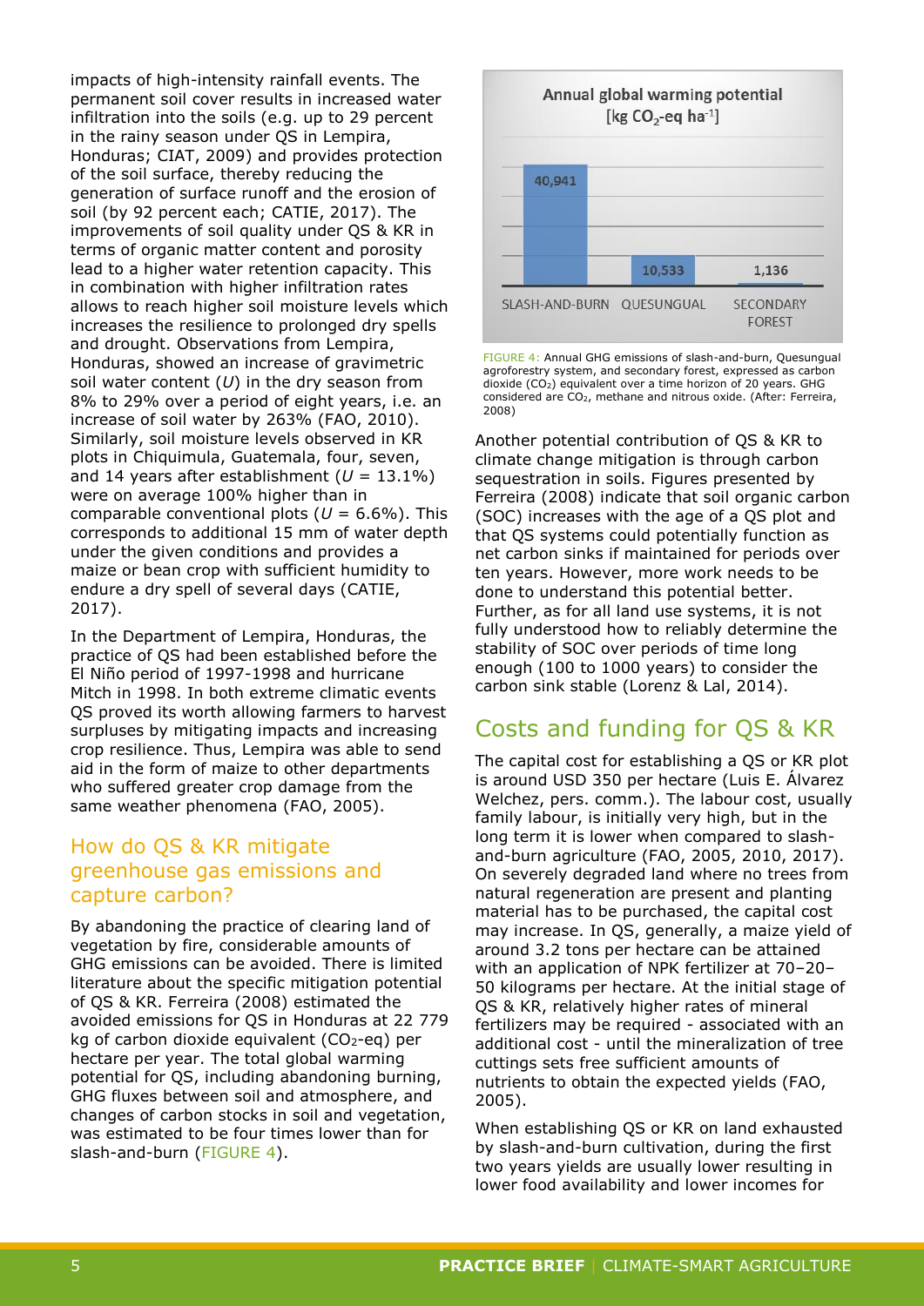impacts of high-intensity rainfall events. The permanent soil cover results in increased water infiltration into the soils (e.g. up to 29 percent in the rainy season under QS in Lempira, Honduras; CIAT, 2009) and provides protection of the soil surface, thereby reducing the generation of surface runoff and the erosion of soil (by 92 percent each; CATIE, 2017). The improvements of soil quality under QS & KR in terms of organic matter content and porosity lead to a higher water retention capacity. This in combination with higher infiltration rates allows to reach higher soil moisture levels which increases the resilience to prolonged dry spells and drought. Observations from Lempira, Honduras, showed an increase of gravimetric soil water content (*U*) in the dry season from 8% to 29% over a period of eight years, i.e. an increase of soil water by 263% (FAO, 2010). Similarly, soil moisture levels observed in KR plots in Chiquimula, Guatemala, four, seven, and 14 years after establishment (*U* = 13.1%) were on average 100% higher than in comparable conventional plots (*U* = 6.6%). This corresponds to additional 15 mm of water depth under the given conditions and provides a maize or bean crop with sufficient humidity to endure a dry spell of several days (CATIE, 2017).

In the Department of Lempira, Honduras, the practice of QS had been established before the El Niño period of 1997-1998 and hurricane Mitch in 1998. In both extreme climatic events QS proved its worth allowing farmers to harvest surpluses by mitigating impacts and increasing crop resilience. Thus, Lempira was able to send aid in the form of maize to other departments who suffered greater crop damage from the same weather phenomena (FAO, 2005).

## How do QS & KR mitigate greenhouse gas emissions and capture carbon?

By abandoning the practice of clearing land of vegetation by fire, considerable amounts of GHG emissions can be avoided. There is limited literature about the specific mitigation potential of QS & KR. Ferreira (2008) estimated the avoided emissions for QS in Honduras at 22 779 kg of carbon dioxide equivalent ($CO_2$-eq) per hectare per year. The total global warming potential for QS, including abandoning burning, GHG fluxes between soil and atmosphere, and changes of carbon stocks in soil and vegetation, was estimated to be four times lower than for slash-and-burn (FIGURE 4).

**Annual global warming potential [kg $CO_2$-eq $ha^{-1}$]**

| SLASH-AND-BURN | QUESUNGUAL | SECONDARY FOREST |
|---|---|---|
| 40,941 | 10,533 | 1,136 |

FIGURE 4: Annual GHG emissions of slash-and-burn, Quesungual agroforestry system, and secondary forest, expressed as carbon dioxide ($CO_2$) equivalent over a time horizon of 20 years. GHG considered are $CO_2$, methane and nitrous oxide. (After: Ferreira, 2008)

Another potential contribution of QS & KR to climate change mitigation is through carbon sequestration in soils. Figures presented by Ferreira (2008) indicate that soil organic carbon (SOC) increases with the age of a QS plot and that QS systems could potentially function as net carbon sinks if maintained for periods over ten years. However, more work needs to be done to understand this potential better. Further, as for all land use systems, it is not fully understood how to reliably determine the stability of SOC over periods of time long enough (100 to 1000 years) to consider the carbon sink stable (Lorenz & Lal, 2014).

## Costs and funding for QS & KR

The capital cost for establishing a QS or KR plot is around USD 350 per hectare (Luis E. Álvarez Welchez, pers. comm.). The labour cost, usually family labour, is initially very high, but in the long term it is lower when compared to slash-and-burn agriculture (FAO, 2005, 2010, 2017). On severely degraded land where no trees from natural regeneration are present and planting material has to be purchased, the capital cost may increase. In QS, generally, a maize yield of around 3.2 tons per hectare can be attained with an application of NPK fertilizer at 70–20–50 kilograms per hectare. At the initial stage of QS & KR, relatively higher rates of mineral fertilizers may be required - associated with an additional cost - until the mineralization of tree cuttings sets free sufficient amounts of nutrients to obtain the expected yields (FAO, 2005).

When establishing QS or KR on land exhausted by slash-and-burn cultivation, during the first two years yields are usually lower resulting in lower food availability and lower incomes for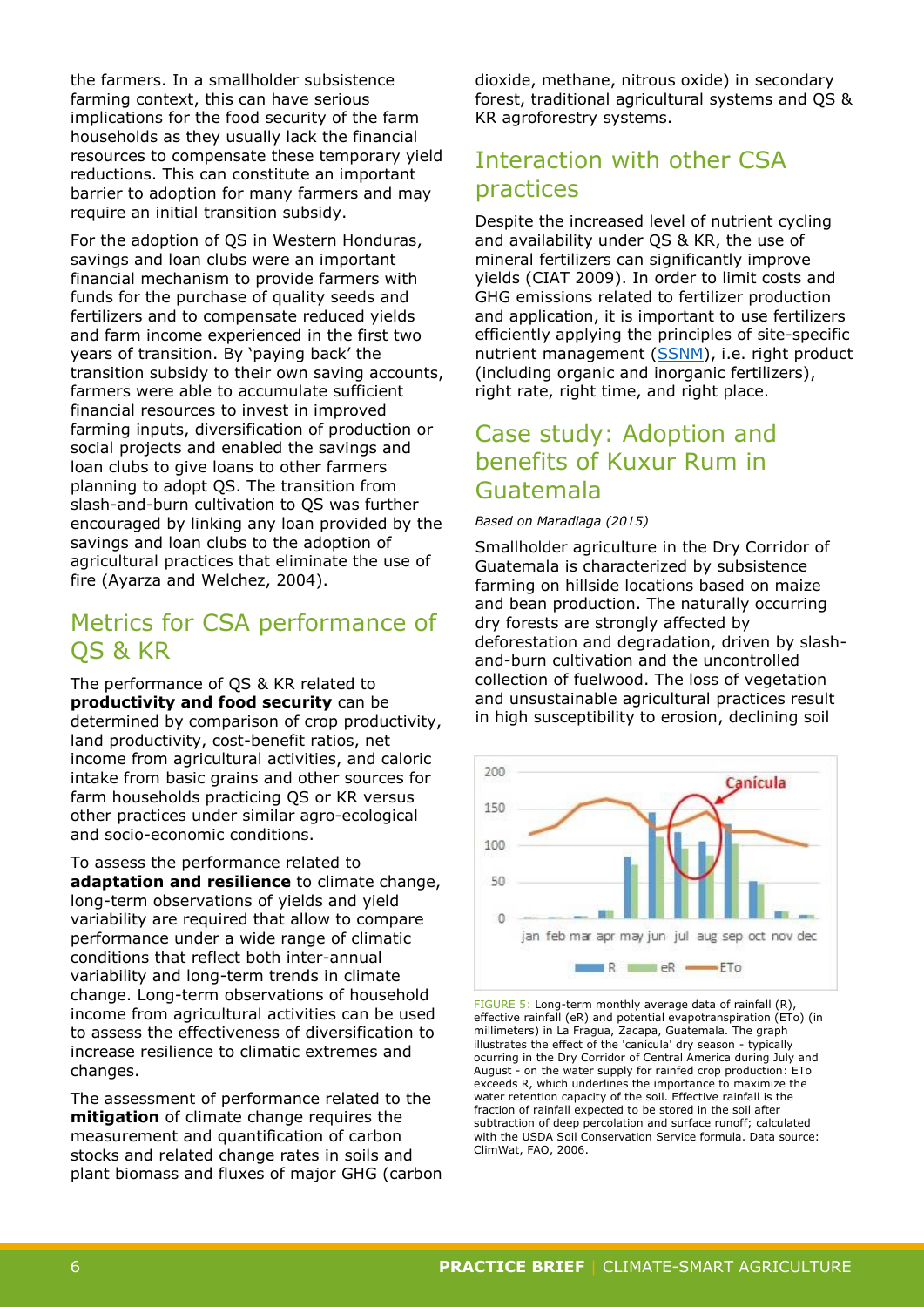the farmers. In a smallholder subsistence farming context, this can have serious implications for the food security of the farm households as they usually lack the financial resources to compensate these temporary yield reductions. This can constitute an important barrier to adoption for many farmers and may require an initial transition subsidy.

For the adoption of QS in Western Honduras, savings and loan clubs were an important financial mechanism to provide farmers with funds for the purchase of quality seeds and fertilizers and to compensate reduced yields and farm income experienced in the first two years of transition. By 'paying back' the transition subsidy to their own saving accounts, farmers were able to accumulate sufficient financial resources to invest in improved farming inputs, diversification of production or social projects and enabled the savings and loan clubs to give loans to other farmers planning to adopt QS. The transition from slash-and-burn cultivation to QS was further encouraged by linking any loan provided by the savings and loan clubs to the adoption of agricultural practices that eliminate the use of fire (Ayarza and Welchez, 2004).

## Metrics for CSA performance of QS & KR

The performance of QS & KR related to **productivity and food security** can be determined by comparison of crop productivity, land productivity, cost-benefit ratios, net income from agricultural activities, and caloric intake from basic grains and other sources for farm households practicing QS or KR versus other practices under similar agro-ecological and socio-economic conditions.

To assess the performance related to **adaptation and resilience** to climate change, long-term observations of yields and yield variability are required that allow to compare performance under a wide range of climatic conditions that reflect both inter-annual variability and long-term trends in climate change. Long-term observations of household income from agricultural activities can be used to assess the effectiveness of diversification to increase resilience to climatic extremes and changes.

The assessment of performance related to the **mitigation** of climate change requires the measurement and quantification of carbon stocks and related change rates in soils and plant biomass and fluxes of major GHG (carbon dioxide, methane, nitrous oxide) in secondary forest, traditional agricultural systems and QS & KR agroforestry systems.

## Interaction with other CSA practices

Despite the increased level of nutrient cycling and availability under QS & KR, the use of mineral fertilizers can significantly improve yields (CIAT 2009). In order to limit costs and GHG emissions related to fertilizer production and application, it is important to use fertilizers efficiently applying the principles of site-specific nutrient management (SSNM), i.e. right product (including organic and inorganic fertilizers), right rate, right time, and right place.

## Case study: Adoption and benefits of Kuxur Rum in Guatemala

*Based on Maradiaga (2015)*

Smallholder agriculture in the Dry Corridor of Guatemala is characterized by subsistence farming on hillside locations based on maize and bean production. The naturally occurring dry forests are strongly affected by deforestation and degradation, driven by slash-and-burn cultivation and the uncontrolled collection of fuelwood. The loss of vegetation and unsustainable agricultural practices result in high susceptibility to erosion, declining soil

FIGURE 5: Long-term monthly average data of rainfall (R), effective rainfall (eR) and potential evapotranspiration (ETo) (in millimeters) in La Fragua, Zacapa, Guatemala. The graph illustrates the effect of the 'canícula' dry season - typically ocurring in the Dry Corridor of Central America during July and August - on the water supply for rainfed crop production: ETo exceeds R, which underlines the importance to maximize the water retention capacity of the soil. Effective rainfall is the fraction of rainfall expected to be stored in the soil after subtraction of deep percolation and surface runoff; calculated with the USDA Soil Conservation Service formula. Data source: ClimWat, FAO, 2006.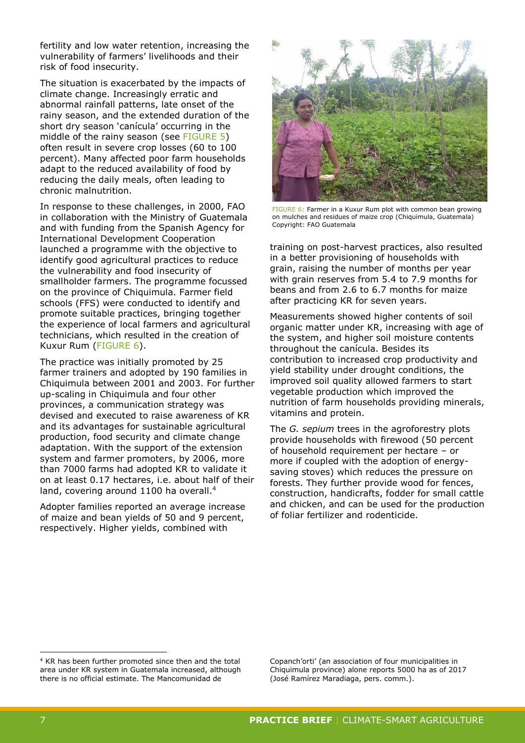fertility and low water retention, increasing the vulnerability of farmers' livelihoods and their risk of food insecurity.

The situation is exacerbated by the impacts of climate change. Increasingly erratic and abnormal rainfall patterns, late onset of the rainy season, and the extended duration of the short dry season 'canícula' occurring in the middle of the rainy season (see FIGURE 5) often result in severe crop losses (60 to 100 percent). Many affected poor farm households adapt to the reduced availability of food by reducing the daily meals, often leading to chronic malnutrition.

In response to these challenges, in 2000, FAO in collaboration with the Ministry of Guatemala and with funding from the Spanish Agency for International Development Cooperation launched a programme with the objective to identify good agricultural practices to reduce the vulnerability and food insecurity of smallholder farmers. The programme focussed on the province of Chiquimula. Farmer field schools (FFS) were conducted to identify and promote suitable practices, bringing together the experience of local farmers and agricultural technicians, which resulted in the creation of Kuxur Rum (FIGURE 6).

The practice was initially promoted by 25 farmer trainers and adopted by 190 families in Chiquimula between 2001 and 2003. For further up-scaling in Chiquimula and four other provinces, a communication strategy was devised and executed to raise awareness of KR and its advantages for sustainable agricultural production, food security and climate change adaptation. With the support of the extension system and farmer promoters, by 2006, more than 7000 farms had adopted KR to validate it on at least 0.17 hectares, i.e. about half of their land, covering around 1100 ha overall.[4]

Adopter families reported an average increase of maize and bean yields of 50 and 9 percent, respectively. Higher yields, combined with training on post-harvest practices, also resulted in a better provisioning of households with grain, raising the number of months per year with grain reserves from 5.4 to 7.9 months for beans and from 2.6 to 6.7 months for maize after practicing KR for seven years.

FIGURE 6: Farmer in a Kuxur Rum plot with common bean growing on mulches and residues of maize crop (Chiquimula, Guatemala) Copyright: FAO Guatemala

Measurements showed higher contents of soil organic matter under KR, increasing with age of the system, and higher soil moisture contents throughout the canícula. Besides its contribution to increased crop productivity and yield stability under drought conditions, the improved soil quality allowed farmers to start vegetable production which improved the nutrition of farm households providing minerals, vitamins and protein.

The *G. sepium* trees in the agroforestry plots provide households with firewood (50 percent of household requirement per hectare – or more if coupled with the adoption of energy-saving stoves) which reduces the pressure on forests. They further provide wood for fences, construction, handicrafts, fodder for small cattle and chicken, and can be used for the production of foliar fertilizer and rodenticide.

---

[4] KR has been further promoted since then and the total area under KR system in Guatemala increased, although there is no official estimate. The Mancomunidad de Copanch'orti' (an association of four municipalities in Chiquimula province) alone reports 5000 ha as of 2017 (José Ramírez Maradiaga, pers. comm.).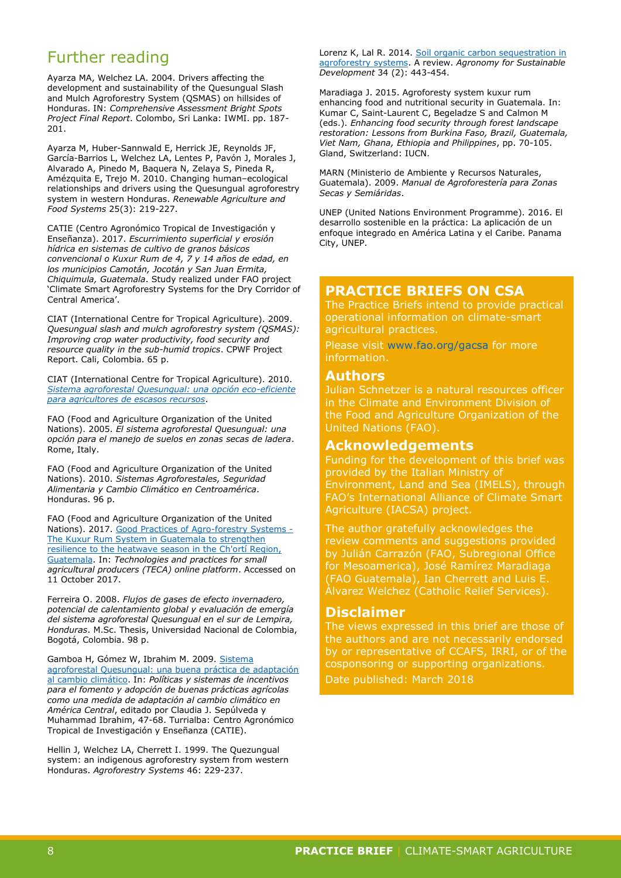## Further reading

Ayarza MA, Welchez LA. 2004. Drivers affecting the development and sustainability of the Quesungual Slash and Mulch Agroforestry System (QSMAS) on hillsides of Honduras. IN: *Comprehensive Assessment Bright Spots Project Final Report*. Colombo, Sri Lanka: IWMI. pp. 187-201.

Ayarza M, Huber-Sannwald E, Herrick JE, Reynolds JF, García-Barrios L, Welchez LA, Lentes P, Pavón J, Morales J, Alvarado A, Pinedo M, Baquera N, Zelaya S, Pineda R, Amézquita E, Trejo M. 2010. Changing human–ecological relationships and drivers using the Quesungual agroforestry system in western Honduras. *Renewable Agriculture and Food Systems* 25(3): 219-227.

CATIE (Centro Agronómico Tropical de Investigación y Enseñanza). 2017. *Escurrimiento superficial y erosión hídrica en sistemas de cultivo de granos básicos convencional o Kuxur Rum de 4, 7 y 14 años de edad, en los municipios Camotán, Jocotán y San Juan Ermita, Chiquimula, Guatemala*. Study realized under FAO project 'Climate Smart Agroforestry Systems for the Dry Corridor of Central America'.

CIAT (International Centre for Tropical Agriculture). 2009. *Quesungual slash and mulch agroforestry system (QSMAS): Improving crop water productivity, food security and resource quality in the sub-humid tropics*. CPWF Project Report. Cali, Colombia. 65 p.

CIAT (International Centre for Tropical Agriculture). 2010. *Sistema agroforestal Quesungual: una opción eco-eficiente para agricultores de escasos recursos*.

FAO (Food and Agriculture Organization of the United Nations). 2005. *El sistema agroforestal Quesungual: una opción para el manejo de suelos en zonas secas de ladera*. Rome, Italy.

FAO (Food and Agriculture Organization of the United Nations). 2010. *Sistemas Agroforestales, Seguridad Alimentaria y Cambio Climático en Centroamérica*. Honduras. 96 p.

FAO (Food and Agriculture Organization of the United Nations). 2017. Good Practices of Agro-forestry Systems - The Kuxur Rum System in Guatemala to strengthen resilience to the heatwave season in the Ch'ortí Region, Guatemala. In: *Technologies and practices for small agricultural producers (TECA) online platform*. Accessed on 11 October 2017.

Ferreira O. 2008. *Flujos de gases de efecto invernadero, potencial de calentamiento global y evaluación de emergía del sistema agroforestal Quesungual en el sur de Lempira, Honduras*. M.Sc. Thesis, Universidad Nacional de Colombia, Bogotá, Colombia. 98 p.

Gamboa H, Gómez W, Ibrahim M. 2009. Sistema agroforestal Quesungual: una buena práctica de adaptación al cambio climático. In: *Políticas y sistemas de incentivos para el fomento y adopción de buenas prácticas agrícolas como una medida de adaptación al cambio climático en América Central*, editado por Claudia J. Sepúlveda y Muhammad Ibrahim, 47-68. Turrialba: Centro Agronómico Tropical de Investigación y Enseñanza (CATIE).

Hellin J, Welchez LA, Cherrett I. 1999. The Quezungual system: an indigenous agroforestry system from western Honduras. *Agroforestry Systems* 46: 229-237.

Lorenz K, Lal R. 2014. Soil organic carbon sequestration in agroforestry systems. A review. *Agronomy for Sustainable Development* 34 (2): 443-454.

Maradiaga J. 2015. Agroforesty system kuxur rum enhancing food and nutritional security in Guatemala. In: Kumar C, Saint-Laurent C, Begeladze S and Calmon M (eds.). *Enhancing food security through forest landscape restoration: Lessons from Burkina Faso, Brazil, Guatemala, Viet Nam, Ghana, Ethiopia and Philippines*, pp. 70-105. Gland, Switzerland: IUCN.

MARN (Ministerio de Ambiente y Recursos Naturales, Guatemala). 2009. *Manual de Agroforestería para Zonas Secas y Semiáridas*.

UNEP (United Nations Environment Programme). 2016. El desarrollo sostenible en la práctica: La aplicación de un enfoque integrado en América Latina y el Caribe. Panama City, UNEP.

## PRACTICE BRIEFS ON CSA

The Practice Briefs intend to provide practical operational information on climate-smart agricultural practices.

Please visit www.fao.org/gacsa for more information.

### Authors

Julian Schnetzer is a natural resources officer in the Climate and Environment Division of the Food and Agriculture Organization of the United Nations (FAO).

### Acknowledgements

Funding for the development of this brief was provided by the Italian Ministry of Environment, Land and Sea (IMELS), through FAO's International Alliance of Climate Smart Agriculture (IACSA) project.

The author gratefully acknowledges the review comments and suggestions provided by Julián Carrazón (FAO, Subregional Office for Mesoamerica), José Ramírez Maradiaga (FAO Guatemala), Ian Cherrett and Luis E. Álvarez Welchez (Catholic Relief Services).

### Disclaimer

The views expressed in this brief are those of the authors and are not necessarily endorsed by or representative of CCAFS, IRRI, or of the cosponsoring or supporting organizations.

Date published: March 2018